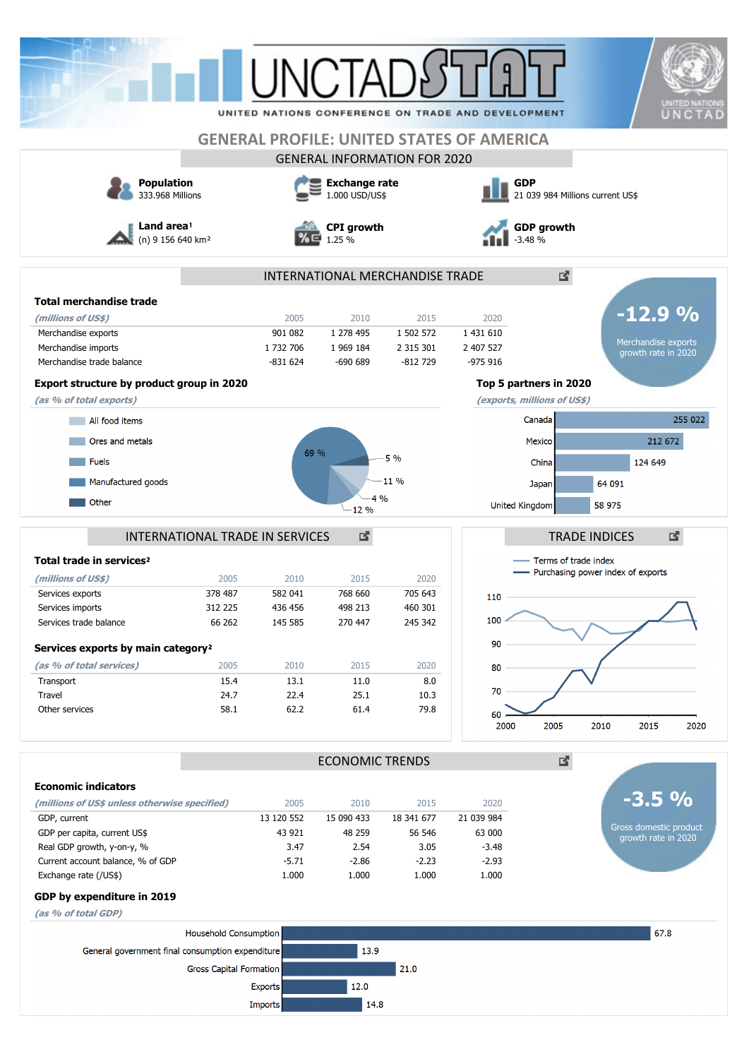# GENERAL PROFILE: UNITED STATES OF AMERICA

## GENERAL INFORMATION FOR 2020

**Population**
333.968 Millions

**Exchange rate**
1.000 USD/US$

**GDP**
21 039 984 Millions current US$

**Land area**[1]
(n) 9 156 640 km²

**CPI growth**
1.25 %

**GDP growth**
-3.48 %

## INTERNATIONAL MERCHANDISE TRADE

### Total merchandise trade

| *(millions of US$)* | 2005 | 2010 | 2015 | 2020 |
|---|---|---|---|---|
| Merchandise exports | 901 082 | 1 278 495 | 1 502 572 | 1 431 610 |
| Merchandise imports | 1 732 706 | 1 969 184 | 2 315 301 | 2 407 527 |
| Merchandise trade balance | -831 624 | -690 689 | -812 729 | -975 916 |

**-12.9 %**
Merchandise exports growth rate in 2020

### Export structure by product group in 2020

*(as % of total exports)*

| Product group | % |
|---|---|
| All food items | 11 % |
| Ores and metals | 4 % |
| Fuels | 12 % |
| Manufactured goods | 69 % |
| Other | 5 % |

### Top 5 partners in 2020

*(exports, millions of US$)*

| Partner | Exports |
|---|---|
| Canada | 255 022 |
| Mexico | 212 672 |
| China | 124 649 |
| Japan | 64 091 |
| United Kingdom | 58 975 |

## INTERNATIONAL TRADE IN SERVICES

### Total trade in services[2]

| *(millions of US$)* | 2005 | 2010 | 2015 | 2020 |
|---|---|---|---|---|
| Services exports | 378 487 | 582 041 | 768 660 | 705 643 |
| Services imports | 312 225 | 436 456 | 498 213 | 460 301 |
| Services trade balance | 66 262 | 145 585 | 270 447 | 245 342 |

### Services exports by main category[2]

| *(as % of total services)* | 2005 | 2010 | 2015 | 2020 |
|---|---|---|---|---|
| Transport | 15.4 | 13.1 | 11.0 | 8.0 |
| Travel | 24.7 | 22.4 | 25.1 | 10.3 |
| Other services | 58.1 | 62.2 | 61.4 | 79.8 |

## TRADE INDICES

Terms of trade index
Purchasing power index of exports

(Chart, 2000–2020, scale 60–110)

## ECONOMIC TRENDS

### Economic indicators

| *(millions of US$ unless otherwise specified)* | 2005 | 2010 | 2015 | 2020 |
|---|---|---|---|---|
| GDP, current | 13 120 552 | 15 090 433 | 18 341 677 | 21 039 984 |
| GDP per capita, current US$ | 43 921 | 48 259 | 56 546 | 63 000 |
| Real GDP growth, y-on-y, % | 3.47 | 2.54 | 3.05 | -3.48 |
| Current account balance, % of GDP | -5.71 | -2.86 | -2.23 | -2.93 |
| Exchange rate (/US$) | 1.000 | 1.000 | 1.000 | 1.000 |

**-3.5 %**
Gross domestic product growth rate in 2020

### GDP by expenditure in 2019

*(as % of total GDP)*

| Component | % |
|---|---|
| Household Consumption | 67.8 |
| General government final consumption expenditure | 13.9 |
| Gross Capital Formation | 21.0 |
| Exports | 12.0 |
| Imports | 14.8 |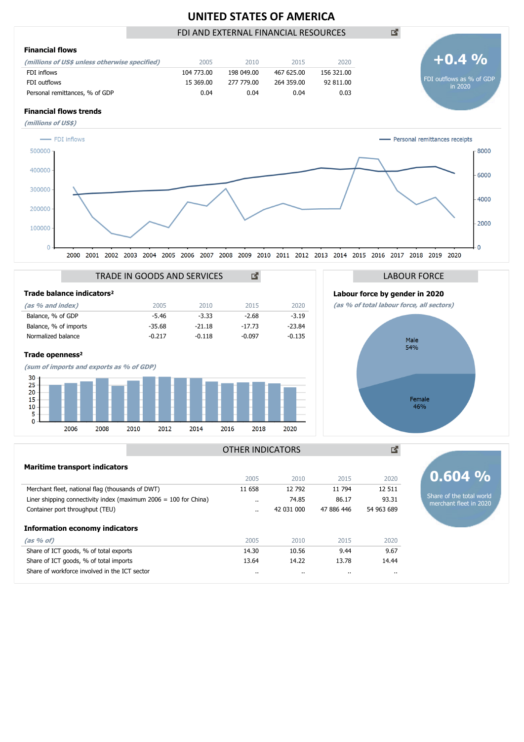# UNITED STATES OF AMERICA

## FDI AND EXTERNAL FINANCIAL RESOURCES

### Financial flows

| *(millions of US$ unless otherwise specified)* | 2005 | 2010 | 2015 | 2020 |
|---|---|---|---|---|
| FDI inflows | 104 773.00 | 198 049.00 | 467 625.00 | 156 321.00 |
| FDI outflows | 15 369.00 | 277 779.00 | 264 359.00 | 92 811.00 |
| Personal remittances, % of GDP | 0.04 | 0.04 | 0.04 | 0.03 |

**+0.4 %**
FDI outflows as % of GDP in 2020

### Financial flows trends

*(millions of US$)*

FDI inflows — Personal remittances receipts

## TRADE IN GOODS AND SERVICES

### Trade balance indicators²

| *(as % and index)* | 2005 | 2010 | 2015 | 2020 |
|---|---|---|---|---|
| Balance, % of GDP | -5.46 | -3.33 | -2.68 | -3.19 |
| Balance, % of imports | -35.68 | -21.18 | -17.73 | -23.84 |
| Normalized balance | -0.217 | -0.118 | -0.097 | -0.135 |

### Trade openness²

*(sum of imports and exports as % of GDP)*

## LABOUR FORCE

### Labour force by gender in 2020

*(as % of total labour force, all sectors)*

Male 54%
Female 46%

## OTHER INDICATORS

### Maritime transport indicators

| | 2005 | 2010 | 2015 | 2020 |
|---|---|---|---|---|
| Merchant fleet, national flag (thousands of DWT) | 11 658 | 12 792 | 11 794 | 12 511 |
| Liner shipping connectivity index (maximum 2006 = 100 for China) | .. | 74.85 | 86.17 | 93.31 |
| Container port throughput (TEU) | .. | 42 031 000 | 47 886 446 | 54 963 689 |

**0.604 %**
Share of the total world merchant fleet in 2020

### Information economy indicators

| *(as % of)* | 2005 | 2010 | 2015 | 2020 |
|---|---|---|---|---|
| Share of ICT goods, % of total exports | 14.30 | 10.56 | 9.44 | 9.67 |
| Share of ICT goods, % of total imports | 13.64 | 14.22 | 13.78 | 14.44 |
| Share of workforce involved in the ICT sector | .. | .. | .. | .. |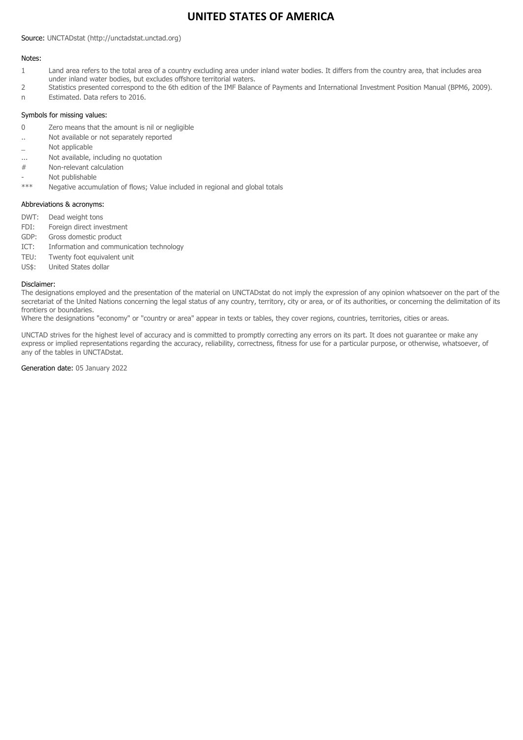# UNITED STATES OF AMERICA

Source: UNCTADstat (http://unctadstat.unctad.org)

Notes:

| | |
|---|---|
| 1 | Land area refers to the total area of a country excluding area under inland water bodies. It differs from the country area, that includes area under inland water bodies, but excludes offshore territorial waters. |
| 2 | Statistics presented correspond to the 6th edition of the IMF Balance of Payments and International Investment Position Manual (BPM6, 2009). |
| n | Estimated. Data refers to 2016. |

Symbols for missing values:

| | |
|---|---|
| 0 | Zero means that the amount is nil or negligible |
| .. | Not available or not separately reported |
| _ | Not applicable |
| ... | Not available, including no quotation |
| # | Non-relevant calculation |
| - | Not publishable |
| *** | Negative accumulation of flows; Value included in regional and global totals |

Abbreviations & acronyms:

| | |
|---|---|
| DWT: | Dead weight tons |
| FDI: | Foreign direct investment |
| GDP: | Gross domestic product |
| ICT: | Information and communication technology |
| TEU: | Twenty foot equivalent unit |
| US$: | United States dollar |

Disclaimer:

The designations employed and the presentation of the material on UNCTADstat do not imply the expression of any opinion whatsoever on the part of the secretariat of the United Nations concerning the legal status of any country, territory, city or area, or of its authorities, or concerning the delimitation of its frontiers or boundaries.
Where the designations "economy" or "country or area" appear in texts or tables, they cover regions, countries, territories, cities or areas.

UNCTAD strives for the highest level of accuracy and is committed to promptly correcting any errors on its part. It does not guarantee or make any express or implied representations regarding the accuracy, reliability, correctness, fitness for use for a particular purpose, or otherwise, whatsoever, of any of the tables in UNCTADstat.

Generation date: 05 January 2022